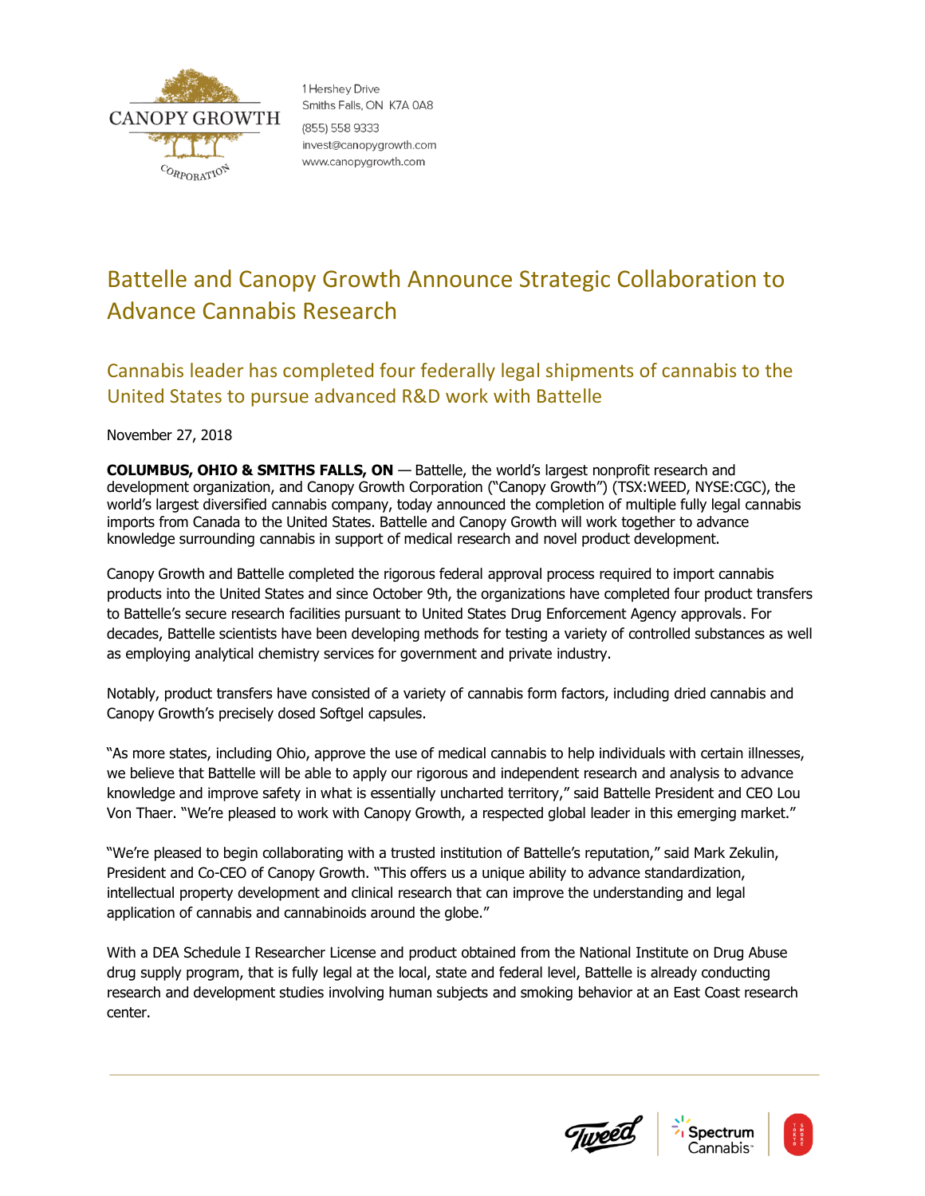CANOPY GROWTH CORPORATION

1 Hershey Drive
Smiths Falls, ON K7A 0A8
(855) 558 9333
invest@canopygrowth.com
www.canopygrowth.com

# Battelle and Canopy Growth Announce Strategic Collaboration to Advance Cannabis Research

## Cannabis leader has completed four federally legal shipments of cannabis to the United States to pursue advanced R&D work with Battelle

November 27, 2018

**COLUMBUS, OHIO & SMITHS FALLS, ON** — Battelle, the world's largest nonprofit research and development organization, and Canopy Growth Corporation ("Canopy Growth") (TSX:WEED, NYSE:CGC), the world's largest diversified cannabis company, today announced the completion of multiple fully legal cannabis imports from Canada to the United States. Battelle and Canopy Growth will work together to advance knowledge surrounding cannabis in support of medical research and novel product development.

Canopy Growth and Battelle completed the rigorous federal approval process required to import cannabis products into the United States and since October 9th, the organizations have completed four product transfers to Battelle's secure research facilities pursuant to United States Drug Enforcement Agency approvals. For decades, Battelle scientists have been developing methods for testing a variety of controlled substances as well as employing analytical chemistry services for government and private industry.

Notably, product transfers have consisted of a variety of cannabis form factors, including dried cannabis and Canopy Growth's precisely dosed Softgel capsules.

"As more states, including Ohio, approve the use of medical cannabis to help individuals with certain illnesses, we believe that Battelle will be able to apply our rigorous and independent research and analysis to advance knowledge and improve safety in what is essentially uncharted territory," said Battelle President and CEO Lou Von Thaer. "We're pleased to work with Canopy Growth, a respected global leader in this emerging market."

"We're pleased to begin collaborating with a trusted institution of Battelle's reputation," said Mark Zekulin, President and Co-CEO of Canopy Growth. "This offers us a unique ability to advance standardization, intellectual property development and clinical research that can improve the understanding and legal application of cannabis and cannabinoids around the globe."

With a DEA Schedule I Researcher License and product obtained from the National Institute on Drug Abuse drug supply program, that is fully legal at the local, state and federal level, Battelle is already conducting research and development studies involving human subjects and smoking behavior at an East Coast research center.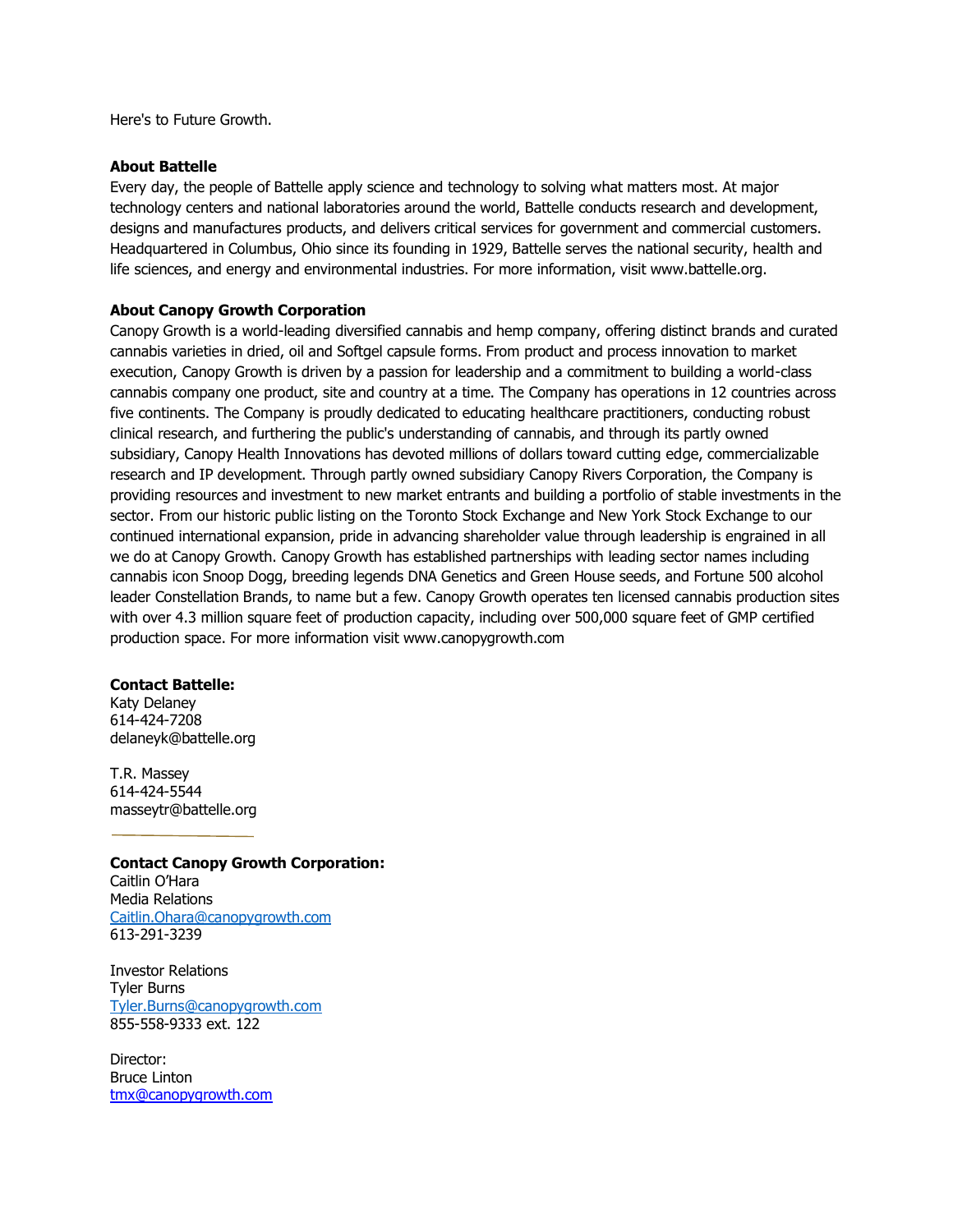Here's to Future Growth.

**About Battelle**
Every day, the people of Battelle apply science and technology to solving what matters most. At major technology centers and national laboratories around the world, Battelle conducts research and development, designs and manufactures products, and delivers critical services for government and commercial customers. Headquartered in Columbus, Ohio since its founding in 1929, Battelle serves the national security, health and life sciences, and energy and environmental industries. For more information, visit www.battelle.org.

**About Canopy Growth Corporation**
Canopy Growth is a world-leading diversified cannabis and hemp company, offering distinct brands and curated cannabis varieties in dried, oil and Softgel capsule forms. From product and process innovation to market execution, Canopy Growth is driven by a passion for leadership and a commitment to building a world-class cannabis company one product, site and country at a time. The Company has operations in 12 countries across five continents. The Company is proudly dedicated to educating healthcare practitioners, conducting robust clinical research, and furthering the public's understanding of cannabis, and through its partly owned subsidiary, Canopy Health Innovations has devoted millions of dollars toward cutting edge, commercializable research and IP development. Through partly owned subsidiary Canopy Rivers Corporation, the Company is providing resources and investment to new market entrants and building a portfolio of stable investments in the sector. From our historic public listing on the Toronto Stock Exchange and New York Stock Exchange to our continued international expansion, pride in advancing shareholder value through leadership is engrained in all we do at Canopy Growth. Canopy Growth has established partnerships with leading sector names including cannabis icon Snoop Dogg, breeding legends DNA Genetics and Green House seeds, and Fortune 500 alcohol leader Constellation Brands, to name but a few. Canopy Growth operates ten licensed cannabis production sites with over 4.3 million square feet of production capacity, including over 500,000 square feet of GMP certified production space. For more information visit www.canopygrowth.com

**Contact Battelle:**
Katy Delaney
614-424-7208
delaneyk@battelle.org

T.R. Massey
614-424-5544
masseytr@battelle.org

---

**Contact Canopy Growth Corporation:**
Caitlin O'Hara
Media Relations
Caitlin.Ohara@canopygrowth.com
613-291-3239

Investor Relations
Tyler Burns
Tyler.Burns@canopygrowth.com
855-558-9333 ext. 122

Director:
Bruce Linton
tmx@canopygrowth.com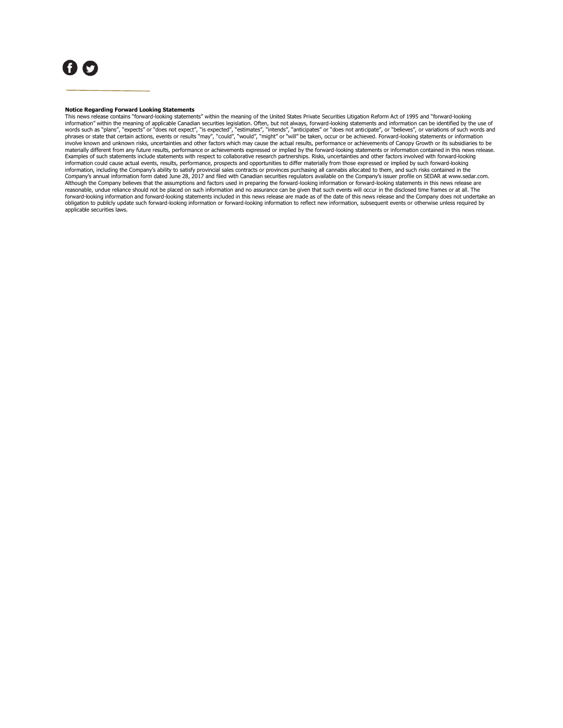**Notice Regarding Forward Looking Statements**

This news release contains "forward-looking statements" within the meaning of the United States Private Securities Litigation Reform Act of 1995 and "forward-looking information" within the meaning of applicable Canadian securities legislation. Often, but not always, forward-looking statements and information can be identified by the use of words such as "plans", "expects" or "does not expect", "is expected", "estimates", "intends", "anticipates" or "does not anticipate", or "believes", or variations of such words and phrases or state that certain actions, events or results "may", "could", "would", "might" or "will" be taken, occur or be achieved. Forward-looking statements or information involve known and unknown risks, uncertainties and other factors which may cause the actual results, performance or achievements of Canopy Growth or its subsidiaries to be materially different from any future results, performance or achievements expressed or implied by the forward-looking statements or information contained in this news release. Examples of such statements include statements with respect to collaborative research partnerships. Risks, uncertainties and other factors involved with forward-looking information could cause actual events, results, performance, prospects and opportunities to differ materially from those expressed or implied by such forward-looking information, including the Company's ability to satisfy provincial sales contracts or provinces purchasing all cannabis allocated to them, and such risks contained in the Company's annual information form dated June 28, 2017 and filed with Canadian securities regulators available on the Company's issuer profile on SEDAR at www.sedar.com. Although the Company believes that the assumptions and factors used in preparing the forward-looking information or forward-looking statements in this news release are reasonable, undue reliance should not be placed on such information and no assurance can be given that such events will occur in the disclosed time frames or at all. The forward-looking information and forward-looking statements included in this news release are made as of the date of this news release and the Company does not undertake an obligation to publicly update such forward-looking information or forward-looking information to reflect new information, subsequent events or otherwise unless required by applicable securities laws.